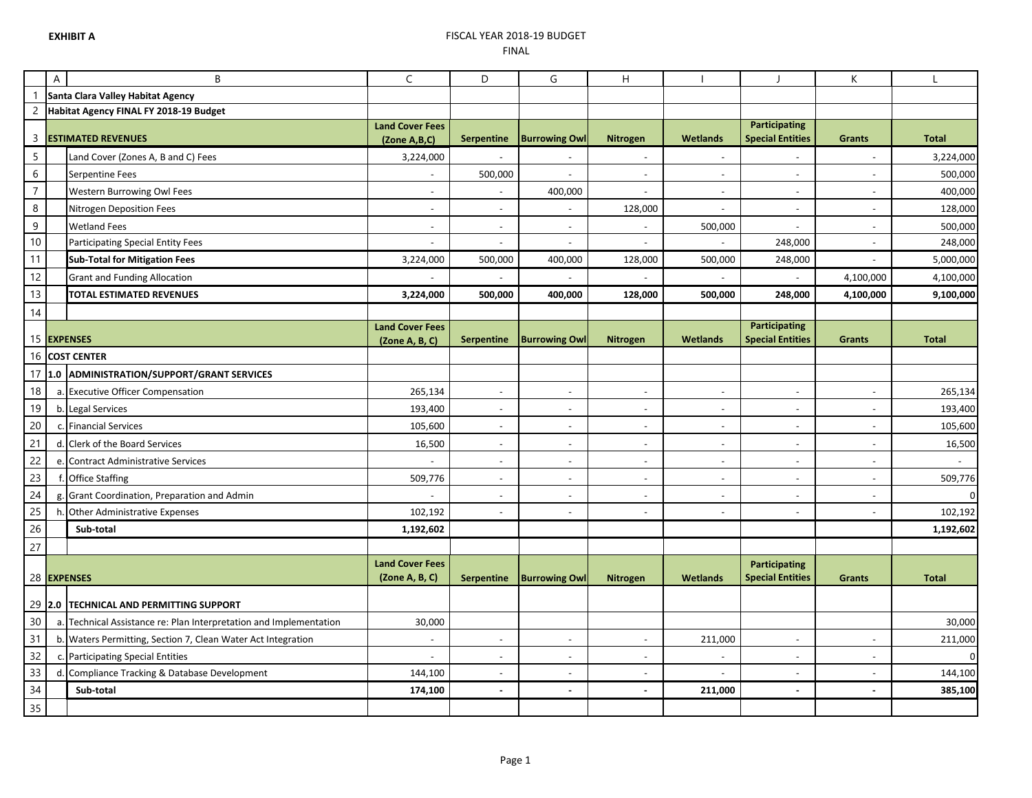**EXHIBIT A**

FISCAL YEAR 2018-19 BUDGET

FINAL

| | A | B | C | D | G | H | I | J | K | L |
|---|---|---|---|---|---|---|---|---|---|---|
| 1 | **Santa Clara Valley Habitat Agency** | | | | | | | | | |
| 2 | **Habitat Agency FINAL FY 2018-19 Budget** | | | | | | | | | |
| 3 | **ESTIMATED REVENUES** | | **Land Cover Fees (Zone A,B,C)** | **Serpentine** | **Burrowing Owl** | **Nitrogen** | **Wetlands** | **Participating Special Entities** | **Grants** | **Total** |
| 5 | | Land Cover (Zones A, B and C) Fees | 3,224,000 | - | - | - | - | - | - | 3,224,000 |
| 6 | | Serpentine Fees | - | 500,000 | - | - | - | - | - | 500,000 |
| 7 | | Western Burrowing Owl Fees | - | - | 400,000 | - | - | - | - | 400,000 |
| 8 | | Nitrogen Deposition Fees | - | - | - | 128,000 | - | - | - | 128,000 |
| 9 | | Wetland Fees | - | - | - | - | 500,000 | - | - | 500,000 |
| 10 | | Participating Special Entity Fees | - | - | - | - | - | 248,000 | - | 248,000 |
| 11 | | **Sub-Total for Mitigation Fees** | 3,224,000 | 500,000 | 400,000 | 128,000 | 500,000 | 248,000 | - | 5,000,000 |
| 12 | | Grant and Funding Allocation | - | - | - | - | - | - | 4,100,000 | 4,100,000 |
| 13 | | **TOTAL ESTIMATED REVENUES** | **3,224,000** | **500,000** | **400,000** | **128,000** | **500,000** | **248,000** | **4,100,000** | **9,100,000** |
| 14 | | | | | | | | | | |
| 15 | **EXPENSES** | | **Land Cover Fees (Zone A, B, C)** | **Serpentine** | **Burrowing Owl** | **Nitrogen** | **Wetlands** | **Participating Special Entities** | **Grants** | **Total** |
| 16 | **COST CENTER** | | | | | | | | | |
| 17 | **1.0** | **ADMINISTRATION/SUPPORT/GRANT SERVICES** | | | | | | | | |
| 18 | a. | Executive Officer Compensation | 265,134 | - | - | - | - | - | - | 265,134 |
| 19 | b. | Legal Services | 193,400 | - | - | - | - | - | - | 193,400 |
| 20 | c. | Financial Services | 105,600 | - | - | - | - | - | - | 105,600 |
| 21 | d. | Clerk of the Board Services | 16,500 | - | - | - | - | - | - | 16,500 |
| 22 | e. | Contract Administrative Services | - | - | - | - | - | - | - | - |
| 23 | f. | Office Staffing | 509,776 | - | - | - | - | - | - | 509,776 |
| 24 | g. | Grant Coordination, Preparation and Admin | - | - | - | - | - | - | - | 0 |
| 25 | h. | Other Administrative Expenses | 102,192 | - | - | - | - | - | - | 102,192 |
| 26 | | **Sub-total** | **1,192,602** | | | | | | | **1,192,602** |
| 27 | | | | | | | | | | |
| 28 | **EXPENSES** | | **Land Cover Fees (Zone A, B, C)** | **Serpentine** | **Burrowing Owl** | **Nitrogen** | **Wetlands** | **Participating Special Entities** | **Grants** | **Total** |
| 29 | **2.0** | **TECHNICAL AND PERMITTING SUPPORT** | | | | | | | | |
| 30 | a. | Technical Assistance re: Plan Interpretation and Implementation | 30,000 | | | | | | | 30,000 |
| 31 | b. | Waters Permitting, Section 7, Clean Water Act Integration | - | - | - | - | 211,000 | - | - | 211,000 |
| 32 | c. | Participating Special Entities | - | - | - | - | - | - | - | 0 |
| 33 | d. | Compliance Tracking & Database Development | 144,100 | - | - | - | - | - | - | 144,100 |
| 34 | | **Sub-total** | **174,100** | **-** | **-** | **-** | **211,000** | **-** | **-** | **385,100** |
| 35 | | | | | | | | | | |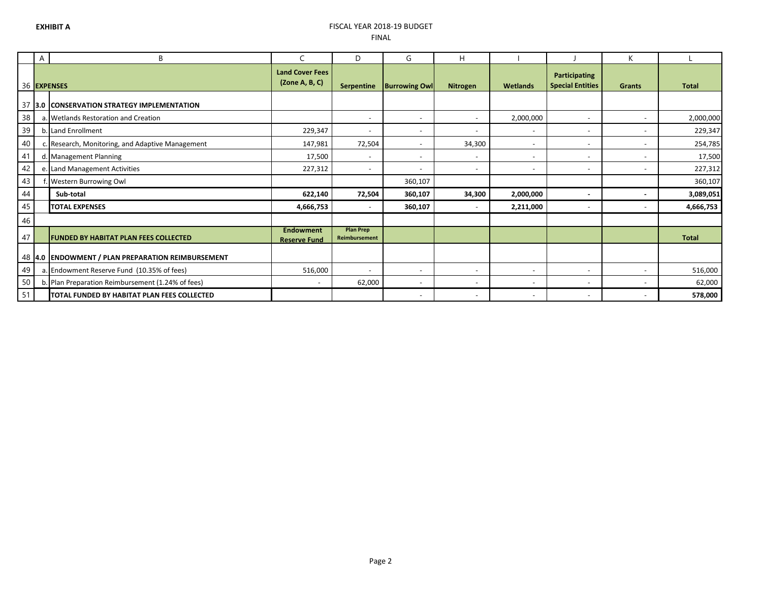**EXHIBIT A**

FISCAL YEAR 2018-19 BUDGET

FINAL

| | A | B | C | D | G | H | I | J | K | L |
|---|---|---|---|---|---|---|---|---|---|---|
| 36 | **EXPENSES** | | **Land Cover Fees (Zone A, B, C)** | **Serpentine** | **Burrowing Owl** | **Nitrogen** | **Wetlands** | **Participating Special Entities** | **Grants** | **Total** |
| 37 | **3.0** | **CONSERVATION STRATEGY IMPLEMENTATION** | | | | | | | | |
| 38 | a. | Wetlands Restoration and Creation | | - | - | - | 2,000,000 | - | - | 2,000,000 |
| 39 | b. | Land Enrollment | 229,347 | - | - | - | - | - | - | 229,347 |
| 40 | c. | Research, Monitoring, and Adaptive Management | 147,981 | 72,504 | - | 34,300 | - | - | - | 254,785 |
| 41 | d. | Management Planning | 17,500 | - | - | - | - | - | - | 17,500 |
| 42 | e. | Land Management Activities | 227,312 | - | - | - | - | - | - | 227,312 |
| 43 | f. | Western Burrowing Owl | | | 360,107 | | | | | 360,107 |
| 44 | | **Sub-total** | **622,140** | **72,504** | **360,107** | **34,300** | **2,000,000** | **-** | **-** | **3,089,051** |
| 45 | | **TOTAL EXPENSES** | **4,666,753** | - | **360,107** | - | **2,211,000** | - | - | **4,666,753** |
| 46 | | | | | | | | | | |
| 47 | | **FUNDED BY HABITAT PLAN FEES COLLECTED** | **Endowment Reserve Fund** | **Plan Prep Reimbursement** | | | | | | **Total** |
| 48 | **4.0** | **ENDOWMENT / PLAN PREPARATION REIMBURSEMENT** | | | | | | | | |
| 49 | a. | Endowment Reserve Fund (10.35% of fees) | 516,000 | - | - | - | - | - | - | 516,000 |
| 50 | b. | Plan Preparation Reimbursement (1.24% of fees) | - | 62,000 | - | - | - | - | - | 62,000 |
| 51 | | **TOTAL FUNDED BY HABITAT PLAN FEES COLLECTED** | | | - | - | - | - | - | **578,000** |